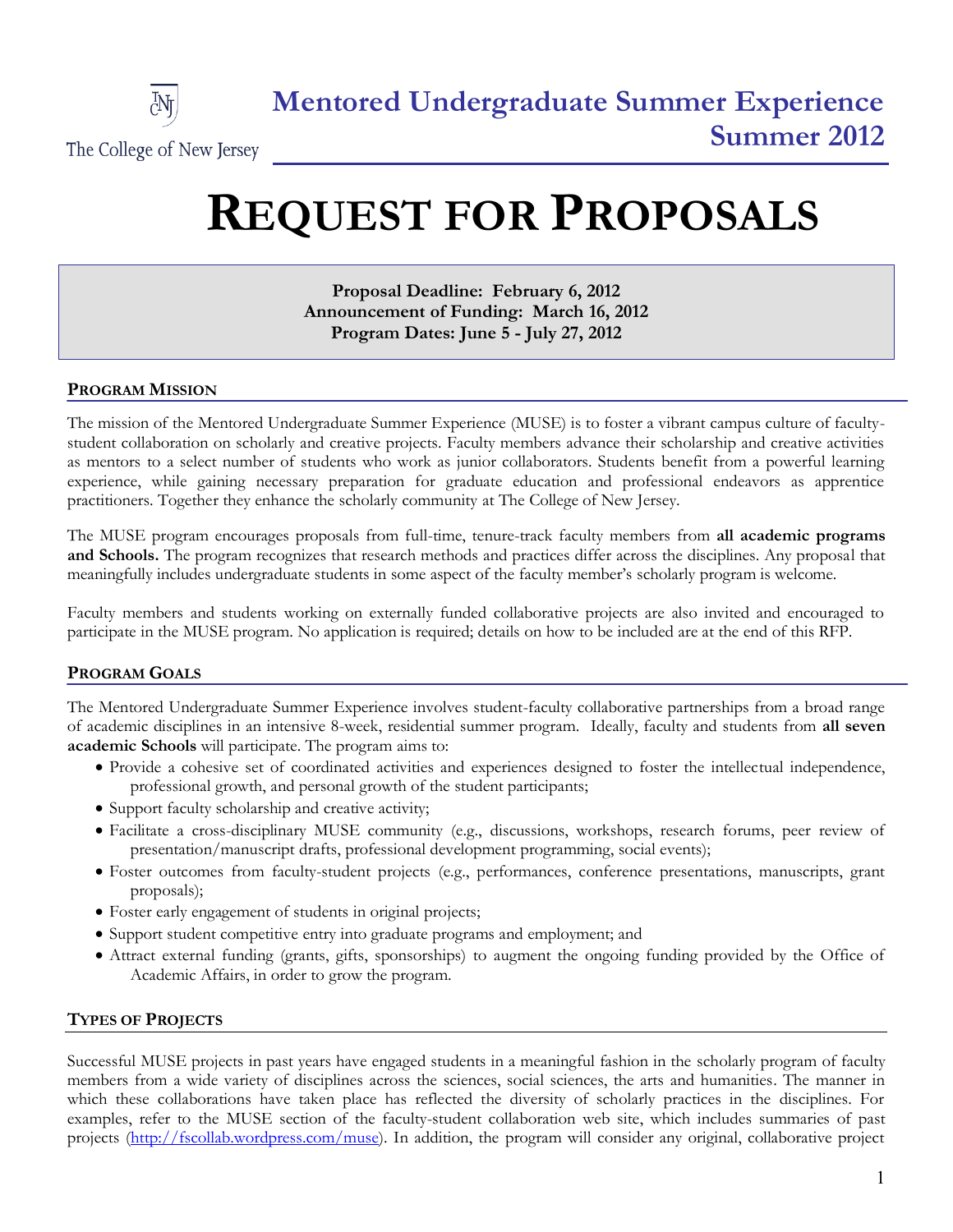The College of New Jersey

# Mentored Undergraduate Summer Experience Summer 2012

# REQUEST FOR PROPOSALS

**Proposal Deadline: February 6, 2012**
**Announcement of Funding: March 16, 2012**
**Program Dates: June 5 - July 27, 2012**

## PROGRAM MISSION

The mission of the Mentored Undergraduate Summer Experience (MUSE) is to foster a vibrant campus culture of faculty-student collaboration on scholarly and creative projects. Faculty members advance their scholarship and creative activities as mentors to a select number of students who work as junior collaborators. Students benefit from a powerful learning experience, while gaining necessary preparation for graduate education and professional endeavors as apprentice practitioners. Together they enhance the scholarly community at The College of New Jersey.

The MUSE program encourages proposals from full-time, tenure-track faculty members from **all academic programs and Schools.** The program recognizes that research methods and practices differ across the disciplines. Any proposal that meaningfully includes undergraduate students in some aspect of the faculty member's scholarly program is welcome.

Faculty members and students working on externally funded collaborative projects are also invited and encouraged to participate in the MUSE program. No application is required; details on how to be included are at the end of this RFP.

## PROGRAM GOALS

The Mentored Undergraduate Summer Experience involves student-faculty collaborative partnerships from a broad range of academic disciplines in an intensive 8-week, residential summer program. Ideally, faculty and students from **all seven academic Schools** will participate. The program aims to:

- Provide a cohesive set of coordinated activities and experiences designed to foster the intellectual independence, professional growth, and personal growth of the student participants;
- Support faculty scholarship and creative activity;
- Facilitate a cross-disciplinary MUSE community (e.g., discussions, workshops, research forums, peer review of presentation/manuscript drafts, professional development programming, social events);
- Foster outcomes from faculty-student projects (e.g., performances, conference presentations, manuscripts, grant proposals);
- Foster early engagement of students in original projects;
- Support student competitive entry into graduate programs and employment; and
- Attract external funding (grants, gifts, sponsorships) to augment the ongoing funding provided by the Office of Academic Affairs, in order to grow the program.

## TYPES OF PROJECTS

Successful MUSE projects in past years have engaged students in a meaningful fashion in the scholarly program of faculty members from a wide variety of disciplines across the sciences, social sciences, the arts and humanities. The manner in which these collaborations have taken place has reflected the diversity of scholarly practices in the disciplines. For examples, refer to the MUSE section of the faculty-student collaboration web site, which includes summaries of past projects (http://fscollab.wordpress.com/muse). In addition, the program will consider any original, collaborative project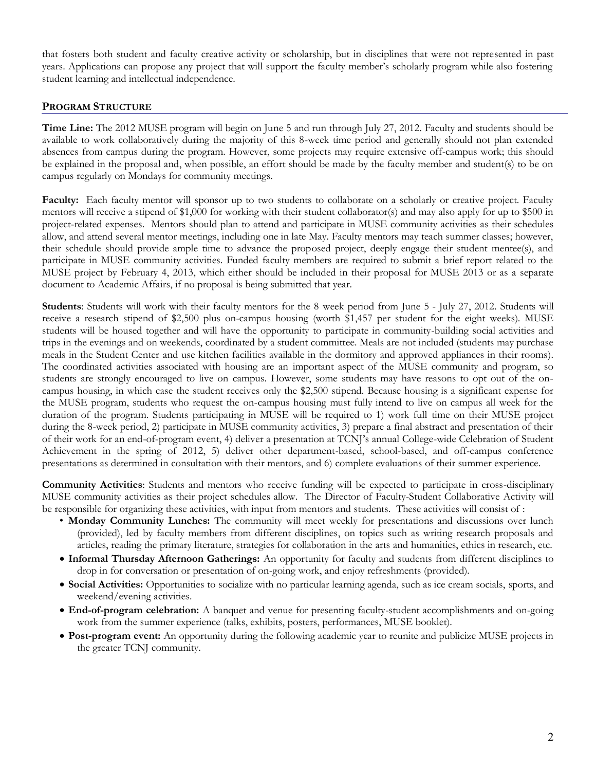that fosters both student and faculty creative activity or scholarship, but in disciplines that were not represented in past years. Applications can propose any project that will support the faculty member's scholarly program while also fostering student learning and intellectual independence.

## PROGRAM STRUCTURE

**Time Line:** The 2012 MUSE program will begin on June 5 and run through July 27, 2012. Faculty and students should be available to work collaboratively during the majority of this 8-week time period and generally should not plan extended absences from campus during the program. However, some projects may require extensive off-campus work; this should be explained in the proposal and, when possible, an effort should be made by the faculty member and student(s) to be on campus regularly on Mondays for community meetings.

**Faculty:** Each faculty mentor will sponsor up to two students to collaborate on a scholarly or creative project. Faculty mentors will receive a stipend of $1,000 for working with their student collaborator(s) and may also apply for up to $500 in project-related expenses. Mentors should plan to attend and participate in MUSE community activities as their schedules allow, and attend several mentor meetings, including one in late May. Faculty mentors may teach summer classes; however, their schedule should provide ample time to advance the proposed project, deeply engage their student mentee(s), and participate in MUSE community activities. Funded faculty members are required to submit a brief report related to the MUSE project by February 4, 2013, which either should be included in their proposal for MUSE 2013 or as a separate document to Academic Affairs, if no proposal is being submitted that year.

**Students**: Students will work with their faculty mentors for the 8 week period from June 5 - July 27, 2012. Students will receive a research stipend of $2,500 plus on-campus housing (worth $1,457 per student for the eight weeks). MUSE students will be housed together and will have the opportunity to participate in community-building social activities and trips in the evenings and on weekends, coordinated by a student committee. Meals are not included (students may purchase meals in the Student Center and use kitchen facilities available in the dormitory and approved appliances in their rooms). The coordinated activities associated with housing are an important aspect of the MUSE community and program, so students are strongly encouraged to live on campus. However, some students may have reasons to opt out of the on-campus housing, in which case the student receives only the $2,500 stipend. Because housing is a significant expense for the MUSE program, students who request the on-campus housing must fully intend to live on campus all week for the duration of the program. Students participating in MUSE will be required to 1) work full time on their MUSE project during the 8-week period, 2) participate in MUSE community activities, 3) prepare a final abstract and presentation of their of their work for an end-of-program event, 4) deliver a presentation at TCNJ's annual College-wide Celebration of Student Achievement in the spring of 2012, 5) deliver other department-based, school-based, and off-campus conference presentations as determined in consultation with their mentors, and 6) complete evaluations of their summer experience.

**Community Activities**: Students and mentors who receive funding will be expected to participate in cross-disciplinary MUSE community activities as their project schedules allow. The Director of Faculty-Student Collaborative Activity will be responsible for organizing these activities, with input from mentors and students. These activities will consist of :

- **Monday Community Lunches:** The community will meet weekly for presentations and discussions over lunch (provided), led by faculty members from different disciplines, on topics such as writing research proposals and articles, reading the primary literature, strategies for collaboration in the arts and humanities, ethics in research, etc.
- **Informal Thursday Afternoon Gatherings:** An opportunity for faculty and students from different disciplines to drop in for conversation or presentation of on-going work, and enjoy refreshments (provided).
- **Social Activities:** Opportunities to socialize with no particular learning agenda, such as ice cream socials, sports, and weekend/evening activities.
- **End-of-program celebration:** A banquet and venue for presenting faculty-student accomplishments and on-going work from the summer experience (talks, exhibits, posters, performances, MUSE booklet).
- **Post-program event:** An opportunity during the following academic year to reunite and publicize MUSE projects in the greater TCNJ community.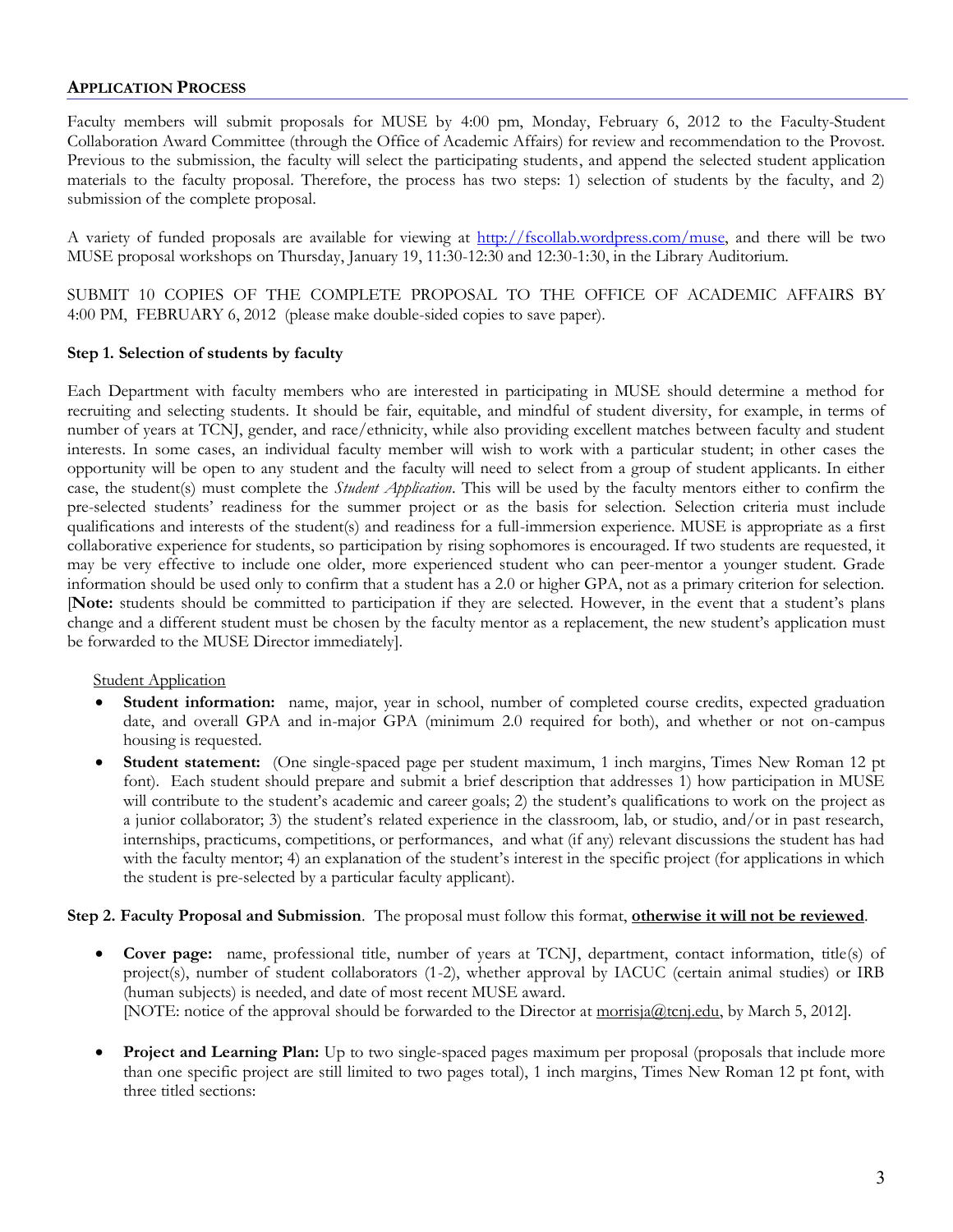## APPLICATION PROCESS

Faculty members will submit proposals for MUSE by 4:00 pm, Monday, February 6, 2012 to the Faculty-Student Collaboration Award Committee (through the Office of Academic Affairs) for review and recommendation to the Provost. Previous to the submission, the faculty will select the participating students, and append the selected student application materials to the faculty proposal. Therefore, the process has two steps: 1) selection of students by the faculty, and 2) submission of the complete proposal.

A variety of funded proposals are available for viewing at http://fscollab.wordpress.com/muse, and there will be two MUSE proposal workshops on Thursday, January 19, 11:30-12:30 and 12:30-1:30, in the Library Auditorium.

SUBMIT 10 COPIES OF THE COMPLETE PROPOSAL TO THE OFFICE OF ACADEMIC AFFAIRS BY 4:00 PM, FEBRUARY 6, 2012 (please make double-sided copies to save paper).

**Step 1. Selection of students by faculty**

Each Department with faculty members who are interested in participating in MUSE should determine a method for recruiting and selecting students. It should be fair, equitable, and mindful of student diversity, for example, in terms of number of years at TCNJ, gender, and race/ethnicity, while also providing excellent matches between faculty and student interests. In some cases, an individual faculty member will wish to work with a particular student; in other cases the opportunity will be open to any student and the faculty will need to select from a group of student applicants. In either case, the student(s) must complete the *Student Application*. This will be used by the faculty mentors either to confirm the pre-selected students' readiness for the summer project or as the basis for selection. Selection criteria must include qualifications and interests of the student(s) and readiness for a full-immersion experience. MUSE is appropriate as a first collaborative experience for students, so participation by rising sophomores is encouraged. If two students are requested, it may be very effective to include one older, more experienced student who can peer-mentor a younger student. Grade information should be used only to confirm that a student has a 2.0 or higher GPA, not as a primary criterion for selection. [**Note:** students should be committed to participation if they are selected. However, in the event that a student's plans change and a different student must be chosen by the faculty mentor as a replacement, the new student's application must be forwarded to the MUSE Director immediately].

Student Application

- **Student information:** name, major, year in school, number of completed course credits, expected graduation date, and overall GPA and in-major GPA (minimum 2.0 required for both), and whether or not on-campus housing is requested.
- **Student statement:** (One single-spaced page per student maximum, 1 inch margins, Times New Roman 12 pt font). Each student should prepare and submit a brief description that addresses 1) how participation in MUSE will contribute to the student's academic and career goals; 2) the student's qualifications to work on the project as a junior collaborator; 3) the student's related experience in the classroom, lab, or studio, and/or in past research, internships, practicums, competitions, or performances, and what (if any) relevant discussions the student has had with the faculty mentor; 4) an explanation of the student's interest in the specific project (for applications in which the student is pre-selected by a particular faculty applicant).

**Step 2. Faculty Proposal and Submission**. The proposal must follow this format, **otherwise it will not be reviewed**.

- **Cover page:** name, professional title, number of years at TCNJ, department, contact information, title(s) of project(s), number of student collaborators (1-2), whether approval by IACUC (certain animal studies) or IRB (human subjects) is needed, and date of most recent MUSE award.
  [NOTE: notice of the approval should be forwarded to the Director at morrisja@tcnj.edu, by March 5, 2012].
- **Project and Learning Plan:** Up to two single-spaced pages maximum per proposal (proposals that include more than one specific project are still limited to two pages total), 1 inch margins, Times New Roman 12 pt font, with three titled sections: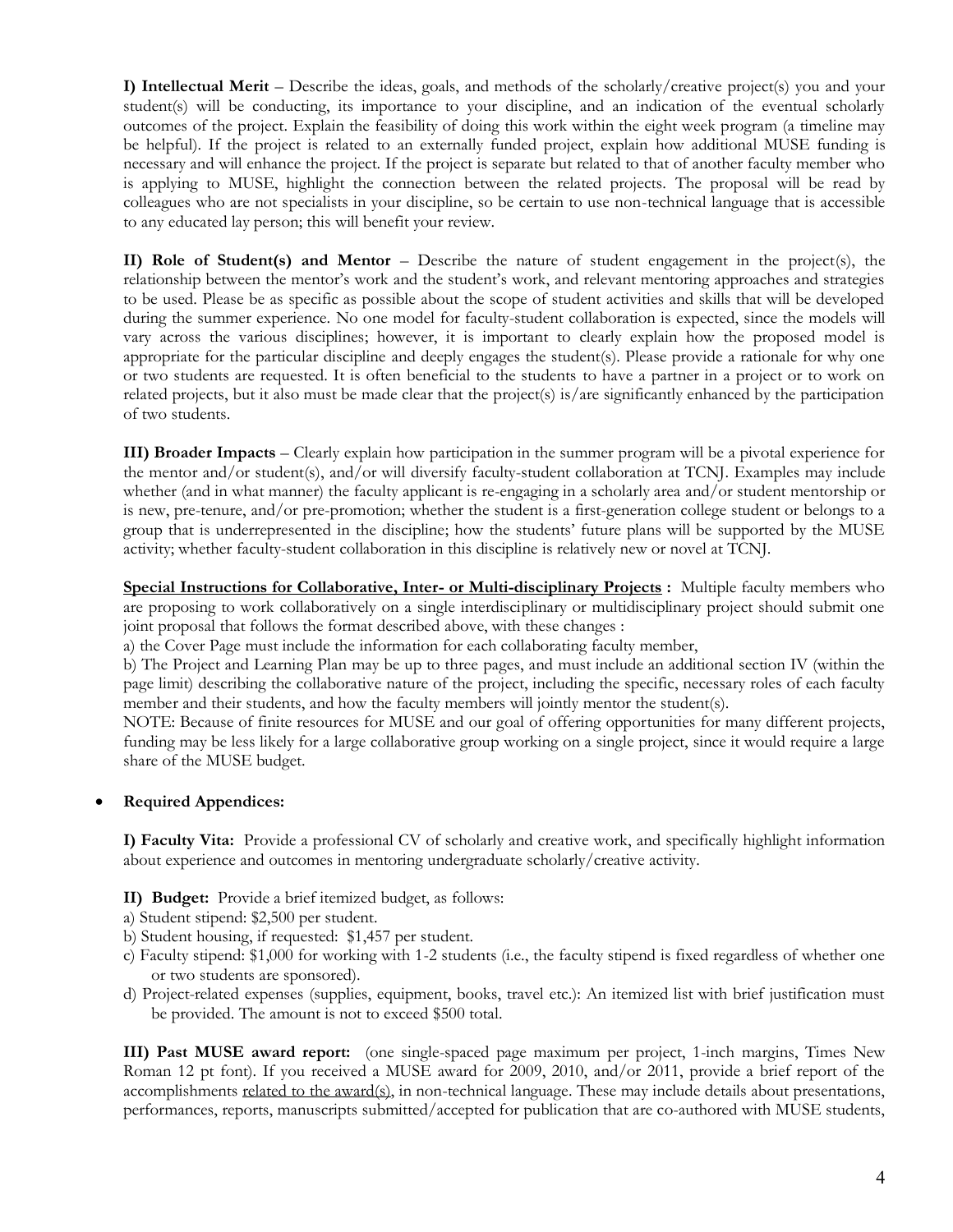**I) Intellectual Merit** – Describe the ideas, goals, and methods of the scholarly/creative project(s) you and your student(s) will be conducting, its importance to your discipline, and an indication of the eventual scholarly outcomes of the project. Explain the feasibility of doing this work within the eight week program (a timeline may be helpful). If the project is related to an externally funded project, explain how additional MUSE funding is necessary and will enhance the project. If the project is separate but related to that of another faculty member who is applying to MUSE, highlight the connection between the related projects. The proposal will be read by colleagues who are not specialists in your discipline, so be certain to use non-technical language that is accessible to any educated lay person; this will benefit your review.

**II) Role of Student(s) and Mentor** – Describe the nature of student engagement in the project(s), the relationship between the mentor's work and the student's work, and relevant mentoring approaches and strategies to be used. Please be as specific as possible about the scope of student activities and skills that will be developed during the summer experience. No one model for faculty-student collaboration is expected, since the models will vary across the various disciplines; however, it is important to clearly explain how the proposed model is appropriate for the particular discipline and deeply engages the student(s). Please provide a rationale for why one or two students are requested. It is often beneficial to the students to have a partner in a project or to work on related projects, but it also must be made clear that the project(s) is/are significantly enhanced by the participation of two students.

**III) Broader Impacts** – Clearly explain how participation in the summer program will be a pivotal experience for the mentor and/or student(s), and/or will diversify faculty-student collaboration at TCNJ. Examples may include whether (and in what manner) the faculty applicant is re-engaging in a scholarly area and/or student mentorship or is new, pre-tenure, and/or pre-promotion; whether the student is a first-generation college student or belongs to a group that is underrepresented in the discipline; how the students' future plans will be supported by the MUSE activity; whether faculty-student collaboration in this discipline is relatively new or novel at TCNJ.

**Special Instructions for Collaborative, Inter- or Multi-disciplinary Projects :** Multiple faculty members who are proposing to work collaboratively on a single interdisciplinary or multidisciplinary project should submit one joint proposal that follows the format described above, with these changes :

a) the Cover Page must include the information for each collaborating faculty member,

b) The Project and Learning Plan may be up to three pages, and must include an additional section IV (within the page limit) describing the collaborative nature of the project, including the specific, necessary roles of each faculty member and their students, and how the faculty members will jointly mentor the student(s).

NOTE: Because of finite resources for MUSE and our goal of offering opportunities for many different projects, funding may be less likely for a large collaborative group working on a single project, since it would require a large share of the MUSE budget.

- **Required Appendices:**

**I) Faculty Vita:** Provide a professional CV of scholarly and creative work, and specifically highlight information about experience and outcomes in mentoring undergraduate scholarly/creative activity.

**II) Budget:** Provide a brief itemized budget, as follows:

a) Student stipend: $2,500 per student.

b) Student housing, if requested: $1,457 per student.

c) Faculty stipend: $1,000 for working with 1-2 students (i.e., the faculty stipend is fixed regardless of whether one or two students are sponsored).

d) Project-related expenses (supplies, equipment, books, travel etc.): An itemized list with brief justification must be provided. The amount is not to exceed $500 total.

**III) Past MUSE award report:** (one single-spaced page maximum per project, 1-inch margins, Times New Roman 12 pt font). If you received a MUSE award for 2009, 2010, and/or 2011, provide a brief report of the accomplishments related to the award(s), in non-technical language. These may include details about presentations, performances, reports, manuscripts submitted/accepted for publication that are co-authored with MUSE students,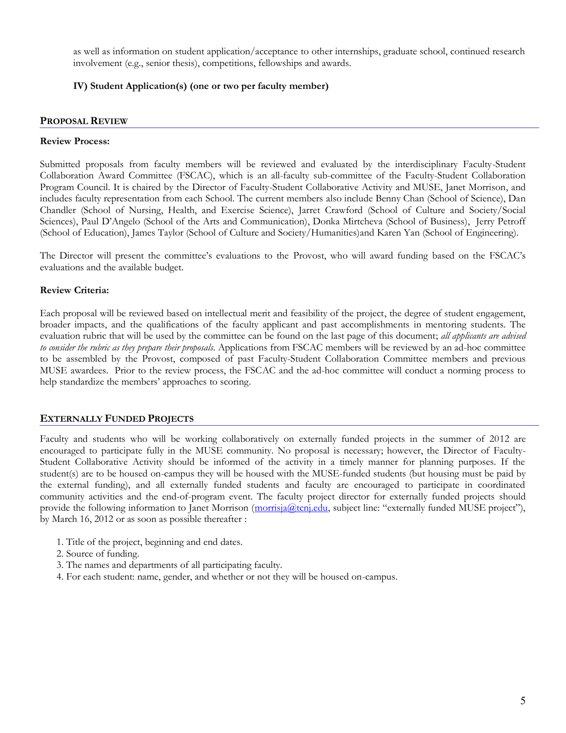as well as information on student application/acceptance to other internships, graduate school, continued research involvement (e.g., senior thesis), competitions, fellowships and awards.

**IV) Student Application(s) (one or two per faculty member)**

## PROPOSAL REVIEW

**Review Process:**

Submitted proposals from faculty members will be reviewed and evaluated by the interdisciplinary Faculty-Student Collaboration Award Committee (FSCAC), which is an all-faculty sub-committee of the Faculty-Student Collaboration Program Council. It is chaired by the Director of Faculty-Student Collaborative Activity and MUSE, Janet Morrison, and includes faculty representation from each School. The current members also include Benny Chan (School of Science), Dan Chandler (School of Nursing, Health, and Exercise Science), Jarret Crawford (School of Culture and Society/Social Sciences), Paul D'Angelo (School of the Arts and Communication), Donka Mirtcheva (School of Business), Jerry Petroff (School of Education), James Taylor (School of Culture and Society/Humanities)and Karen Yan (School of Engineering).

The Director will present the committee's evaluations to the Provost, who will award funding based on the FSCAC's evaluations and the available budget.

**Review Criteria:**

Each proposal will be reviewed based on intellectual merit and feasibility of the project, the degree of student engagement, broader impacts, and the qualifications of the faculty applicant and past accomplishments in mentoring students. The evaluation rubric that will be used by the committee can be found on the last page of this document; *all applicants are advised to consider the rubric as they prepare their proposals*. Applications from FSCAC members will be reviewed by an ad-hoc committee to be assembled by the Provost, composed of past Faculty-Student Collaboration Committee members and previous MUSE awardees. Prior to the review process, the FSCAC and the ad-hoc committee will conduct a norming process to help standardize the members' approaches to scoring.

## EXTERNALLY FUNDED PROJECTS

Faculty and students who will be working collaboratively on externally funded projects in the summer of 2012 are encouraged to participate fully in the MUSE community. No proposal is necessary; however, the Director of Faculty-Student Collaborative Activity should be informed of the activity in a timely manner for planning purposes. If the student(s) are to be housed on-campus they will be housed with the MUSE-funded students (but housing must be paid by the external funding), and all externally funded students and faculty are encouraged to participate in coordinated community activities and the end-of-program event. The faculty project director for externally funded projects should provide the following information to Janet Morrison (morrisja@tcnj.edu, subject line: "externally funded MUSE project"), by March 16, 2012 or as soon as possible thereafter :

1. Title of the project, beginning and end dates.
2. Source of funding.
3. The names and departments of all participating faculty.
4. For each student: name, gender, and whether or not they will be housed on-campus.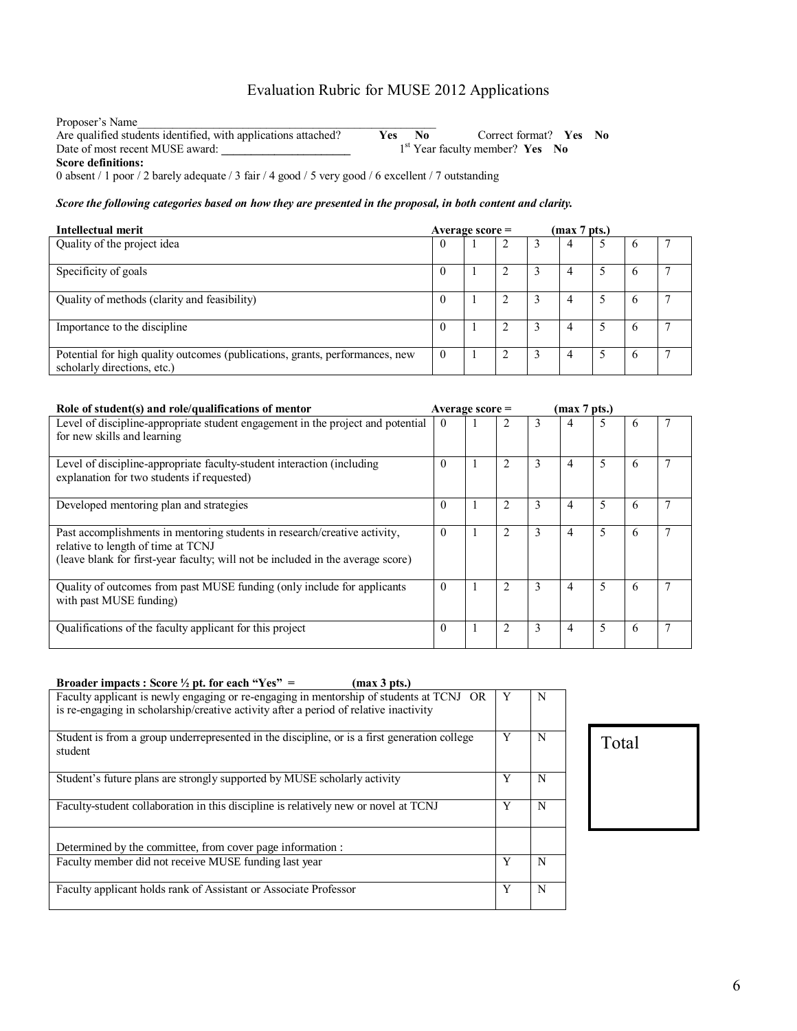# Evaluation Rubric for MUSE 2012 Applications

Proposer's Name\_\_\_\_\_\_\_\_\_\_\_\_\_\_\_\_\_\_\_\_\_\_\_\_\_\_\_\_\_\_\_\_\_\_\_\_\_\_\_\_\_\_\_\_\_\_\_\_\_

Are qualified students identified, with applications attached? **Yes No** Correct format? **Yes No**

Date of most recent MUSE award: \_\_\_\_\_\_\_\_\_\_\_\_\_\_\_\_\_\_\_\_\_\_\_ 1st Year faculty member? **Yes No**

**Score definitions:**

0 absent / 1 poor / 2 barely adequate / 3 fair / 4 good / 5 very good / 6 excellent / 7 outstanding

***Score the following categories based on how they are presented in the proposal, in both content and clarity.***

| **Intellectual merit** | **Average score =** | | | **(max 7 pts.)** | | | | |
|---|---|---|---|---|---|---|---|---|
| Quality of the project idea | 0 | 1 | 2 | 3 | 4 | 5 | 6 | 7 |
| Specificity of goals | 0 | 1 | 2 | 3 | 4 | 5 | 6 | 7 |
| Quality of methods (clarity and feasibility) | 0 | 1 | 2 | 3 | 4 | 5 | 6 | 7 |
| Importance to the discipline | 0 | 1 | 2 | 3 | 4 | 5 | 6 | 7 |
| Potential for high quality outcomes (publications, grants, performances, new scholarly directions, etc.) | 0 | 1 | 2 | 3 | 4 | 5 | 6 | 7 |

| **Role of student(s) and role/qualifications of mentor** | **Average score =** | | | **(max 7 pts.)** | | | | |
|---|---|---|---|---|---|---|---|---|
| Level of discipline-appropriate student engagement in the project and potential for new skills and learning | 0 | 1 | 2 | 3 | 4 | 5 | 6 | 7 |
| Level of discipline-appropriate faculty-student interaction (including explanation for two students if requested) | 0 | 1 | 2 | 3 | 4 | 5 | 6 | 7 |
| Developed mentoring plan and strategies | 0 | 1 | 2 | 3 | 4 | 5 | 6 | 7 |
| Past accomplishments in mentoring students in research/creative activity, relative to length of time at TCNJ (leave blank for first-year faculty; will not be included in the average score) | 0 | 1 | 2 | 3 | 4 | 5 | 6 | 7 |
| Quality of outcomes from past MUSE funding (only include for applicants with past MUSE funding) | 0 | 1 | 2 | 3 | 4 | 5 | 6 | 7 |
| Qualifications of the faculty applicant for this project | 0 | 1 | 2 | 3 | 4 | 5 | 6 | 7 |

| **Broader impacts : Score ½ pt. for each "Yes" = (max 3 pts.)** | | |
|---|---|---|
| Faculty applicant is newly engaging or re-engaging in mentorship of students at TCNJ OR is re-engaging in scholarship/creative activity after a period of relative inactivity | Y | N |
| Student is from a group underrepresented in the discipline, or is a first generation college student | Y | N |
| Student's future plans are strongly supported by MUSE scholarly activity | Y | N |
| Faculty-student collaboration in this discipline is relatively new or novel at TCNJ | Y | N |
| Determined by the committee, from cover page information : | | |
| Faculty member did not receive MUSE funding last year | Y | N |
| Faculty applicant holds rank of Assistant or Associate Professor | Y | N |

Total